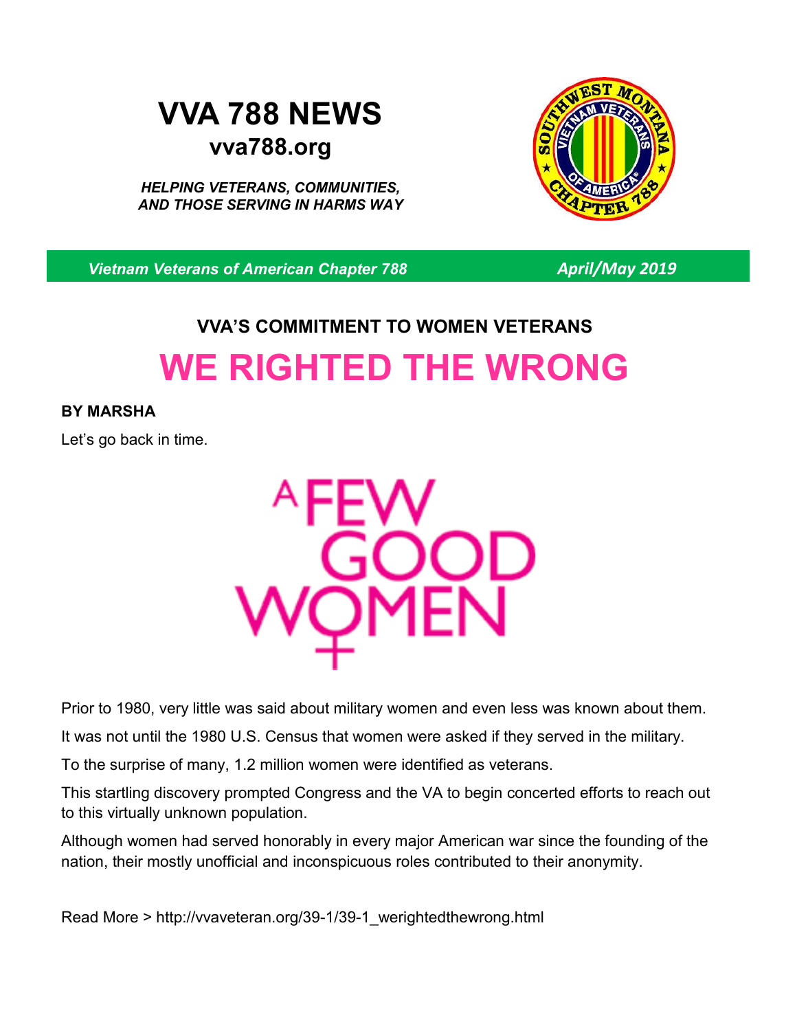# VVA 788 NEWS

**vva788.org**

***HELPING VETERANS, COMMUNITIES, AND THOSE SERVING IN HARMS WAY***

*Vietnam Veterans of American Chapter 788* — *April/May 2019*

## VVA'S COMMITMENT TO WOMEN VETERANS

# WE RIGHTED THE WRONG

**BY MARSHA**

Let's go back in time.

A FEW GOOD WOMEN

Prior to 1980, very little was said about military women and even less was known about them.

It was not until the 1980 U.S. Census that women were asked if they served in the military.

To the surprise of many, 1.2 million women were identified as veterans.

This startling discovery prompted Congress and the VA to begin concerted efforts to reach out to this virtually unknown population.

Although women had served honorably in every major American war since the founding of the nation, their mostly unofficial and inconspicuous roles contributed to their anonymity.

Read More > http://vvaveteran.org/39-1/39-1_werightedthewrong.html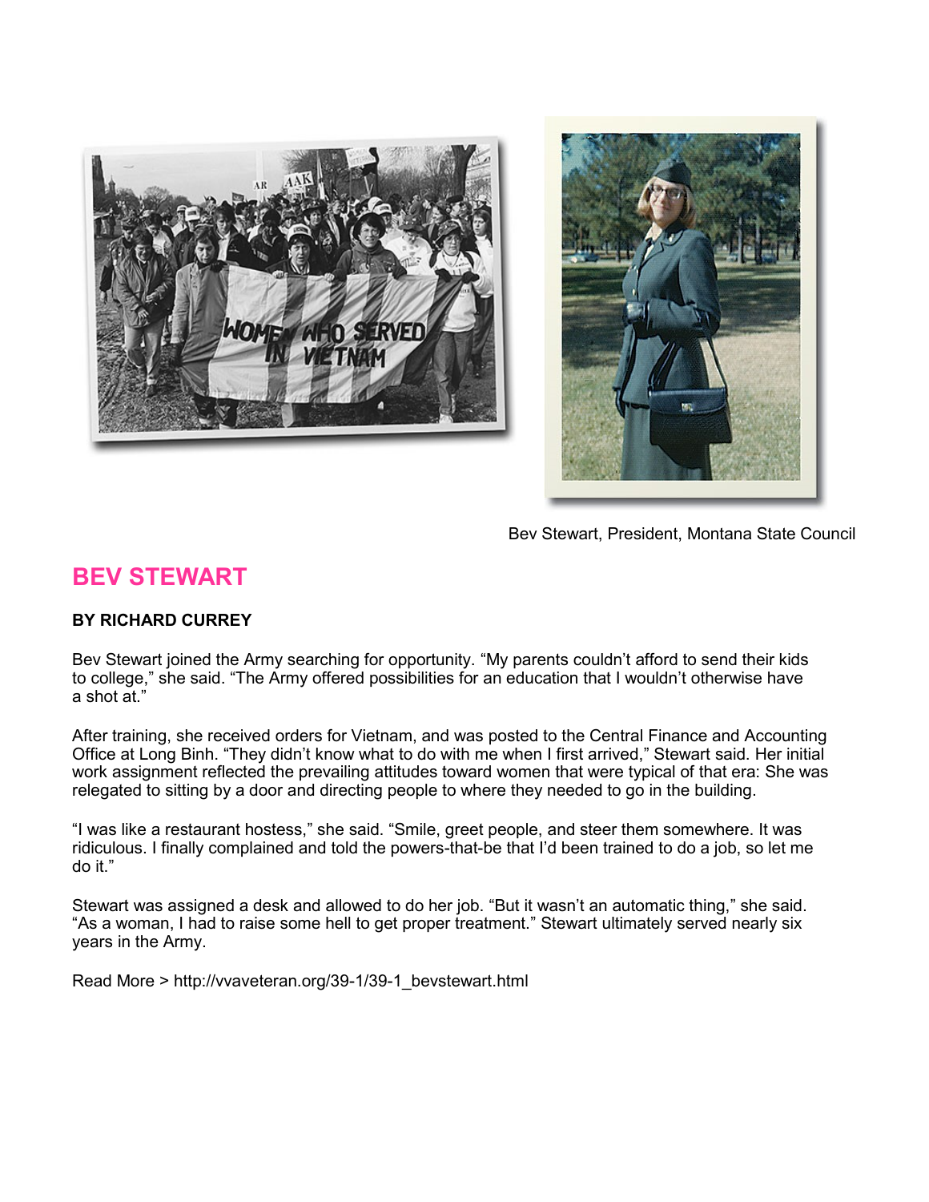Bev Stewart, President, Montana State Council

## BEV STEWART

**BY RICHARD CURREY**

Bev Stewart joined the Army searching for opportunity. “My parents couldn’t afford to send their kids to college,” she said. “The Army offered possibilities for an education that I wouldn’t otherwise have a shot at.”

After training, she received orders for Vietnam, and was posted to the Central Finance and Accounting Office at Long Binh. “They didn’t know what to do with me when I first arrived,” Stewart said. Her initial work assignment reflected the prevailing attitudes toward women that were typical of that era: She was relegated to sitting by a door and directing people to where they needed to go in the building.

“I was like a restaurant hostess,” she said. “Smile, greet people, and steer them somewhere. It was ridiculous. I finally complained and told the powers-that-be that I’d been trained to do a job, so let me do it.”

Stewart was assigned a desk and allowed to do her job. “But it wasn’t an automatic thing,” she said. “As a woman, I had to raise some hell to get proper treatment.” Stewart ultimately served nearly six years in the Army.

Read More > http://vvaveteran.org/39-1/39-1_bevstewart.html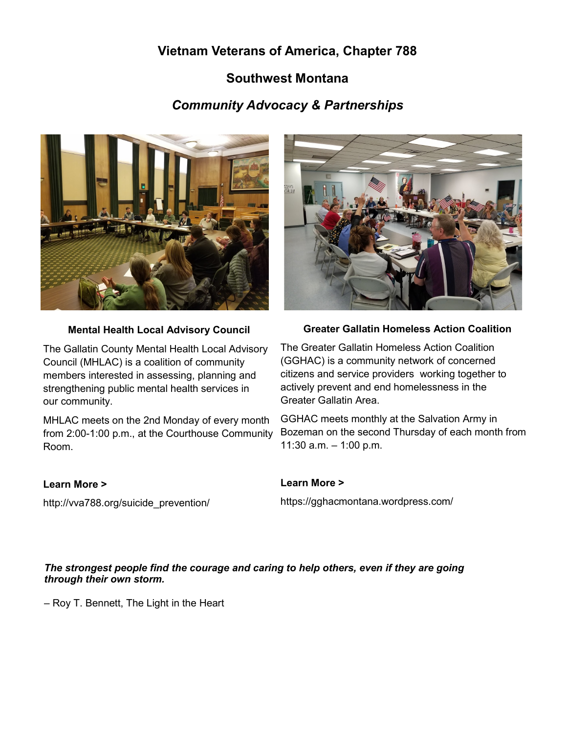# Vietnam Veterans of America, Chapter 788

## Southwest Montana

## *Community Advocacy & Partnerships*

**Mental Health Local Advisory Council**

The Gallatin County Mental Health Local Advisory Council (MHLAC) is a coalition of community members interested in assessing, planning and strengthening public mental health services in our community.

MHLAC meets on the 2nd Monday of every month from 2:00-1:00 p.m., at the Courthouse Community Room.

**Learn More >**

http://vva788.org/suicide_prevention/

**Greater Gallatin Homeless Action Coalition**

The Greater Gallatin Homeless Action Coalition (GGHAC) is a community network of concerned citizens and service providers working together to actively prevent and end homelessness in the Greater Gallatin Area.

GGHAC meets monthly at the Salvation Army in Bozeman on the second Thursday of each month from 11:30 a.m. – 1:00 p.m.

**Learn More >**

https://gghacmontana.wordpress.com/

***The strongest people find the courage and caring to help others, even if they are going through their own storm.***

– Roy T. Bennett, The Light in the Heart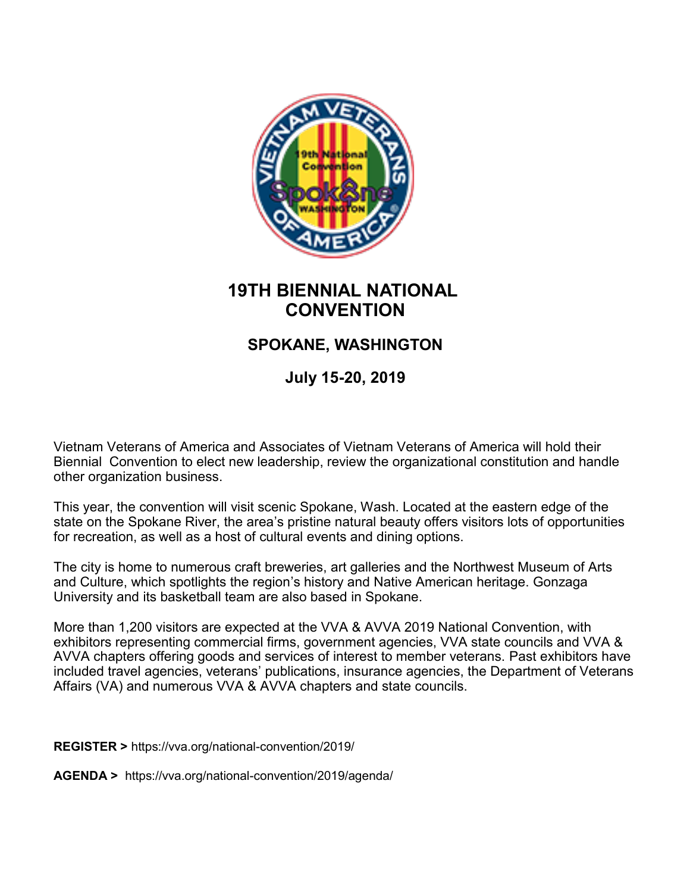# 19TH BIENNIAL NATIONAL CONVENTION

## SPOKANE, WASHINGTON

### July 15-20, 2019

Vietnam Veterans of America and Associates of Vietnam Veterans of America will hold their Biennial Convention to elect new leadership, review the organizational constitution and handle other organization business.

This year, the convention will visit scenic Spokane, Wash. Located at the eastern edge of the state on the Spokane River, the area's pristine natural beauty offers visitors lots of opportunities for recreation, as well as a host of cultural events and dining options.

The city is home to numerous craft breweries, art galleries and the Northwest Museum of Arts and Culture, which spotlights the region's history and Native American heritage. Gonzaga University and its basketball team are also based in Spokane.

More than 1,200 visitors are expected at the VVA & AVVA 2019 National Convention, with exhibitors representing commercial firms, government agencies, VVA state councils and VVA & AVVA chapters offering goods and services of interest to member veterans. Past exhibitors have included travel agencies, veterans' publications, insurance agencies, the Department of Veterans Affairs (VA) and numerous VVA & AVVA chapters and state councils.

**REGISTER >** https://vva.org/national-convention/2019/

**AGENDA >** https://vva.org/national-convention/2019/agenda/